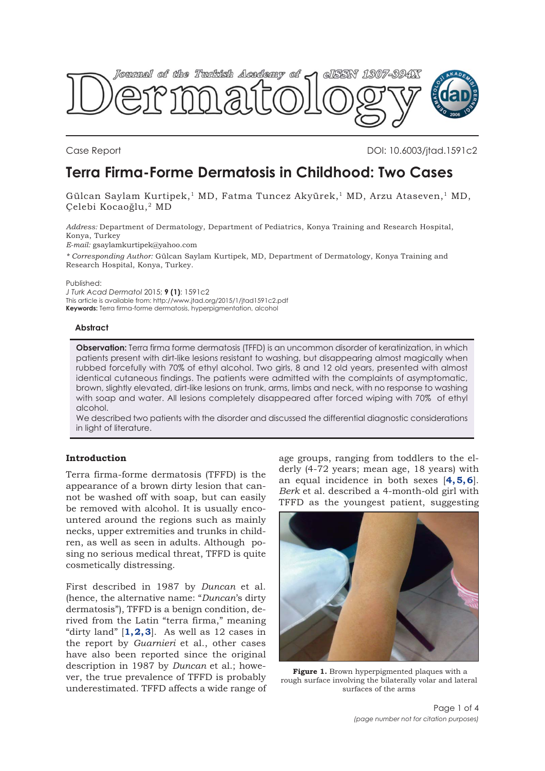Case Report

DOI: 10.6003/jtad.1591c2

# Terra Firma-Forme Dermatosis in Childhood: Two Cases

Gülcan Saylam Kurtipek,[1] MD, Fatma Tuncez Akyürek,[1] MD, Arzu Ataseven,[1] MD, Çelebi Kocaoğlu,[2] MD

*Address:* Department of Dermatology, Department of Pediatrics, Konya Training and Research Hospital, Konya, Turkey
*E-mail:* gsaylamkurtipek@yahoo.com

*\* Corresponding Author:* Gülcan Saylam Kurtipek, MD, Department of Dermatology, Konya Training and Research Hospital, Konya, Turkey.

Published:
*J Turk Acad Dermatol* 2015; **9 (1)**: 1591c2
This article is available from: http://www.jtad.org/2015/1/jtad1591c2.pdf
**Keywords:** Terra firma-forme dermatosis, hyperpigmentation, alcohol

### Abstract

**Observation:** Terra firma forme dermatosis (TFFD) is an uncommon disorder of keratinization, in which patients present with dirt-like lesions resistant to washing, but disappearing almost magically when rubbed forcefully with 70% of ethyl alcohol. Two girls, 8 and 12 old years, presented with almost identical cutaneous findings. The patients were admitted with the complaints of asymptomatic, brown, slightly elevated, dirt-like lesions on trunk, arms, limbs and neck, with no response to washing with soap and water. All lesions completely disappeared after forced wiping with 70% of ethyl alcohol.
We described two patients with the disorder and discussed the differential diagnostic considerations in light of literature.

## Introduction

Terra firma-forme dermatosis (TFFD) is the appearance of a brown dirty lesion that cannot be washed off with soap, but can easily be removed with alcohol. It is usually encountered around the regions such as mainly necks, upper extremities and trunks in children, as well as seen in adults. Although posing no serious medical threat, TFFD is quite cosmetically distressing.

First described in 1987 by *Duncan* et al. (hence, the alternative name: "*Duncan*'s dirty dermatosis"), TFFD is a benign condition, derived from the Latin "terra firma," meaning "dirty land" [**1, 2, 3**]. As well as 12 cases in the report by *Guarnieri* et al., other cases have also been reported since the original description in 1987 by *Duncan* et al.; however, the true prevalence of TFFD is probably underestimated. TFFD affects a wide range of age groups, ranging from toddlers to the elderly (4-72 years; mean age, 18 years) with an equal incidence in both sexes [**4, 5, 6**]. *Berk* et al. described a 4-month-old girl with TFFD as the youngest patient, suggesting

**Figure 1.** Brown hyperpigmented plaques with a rough surface involving the bilaterally volar and lateral surfaces of the arms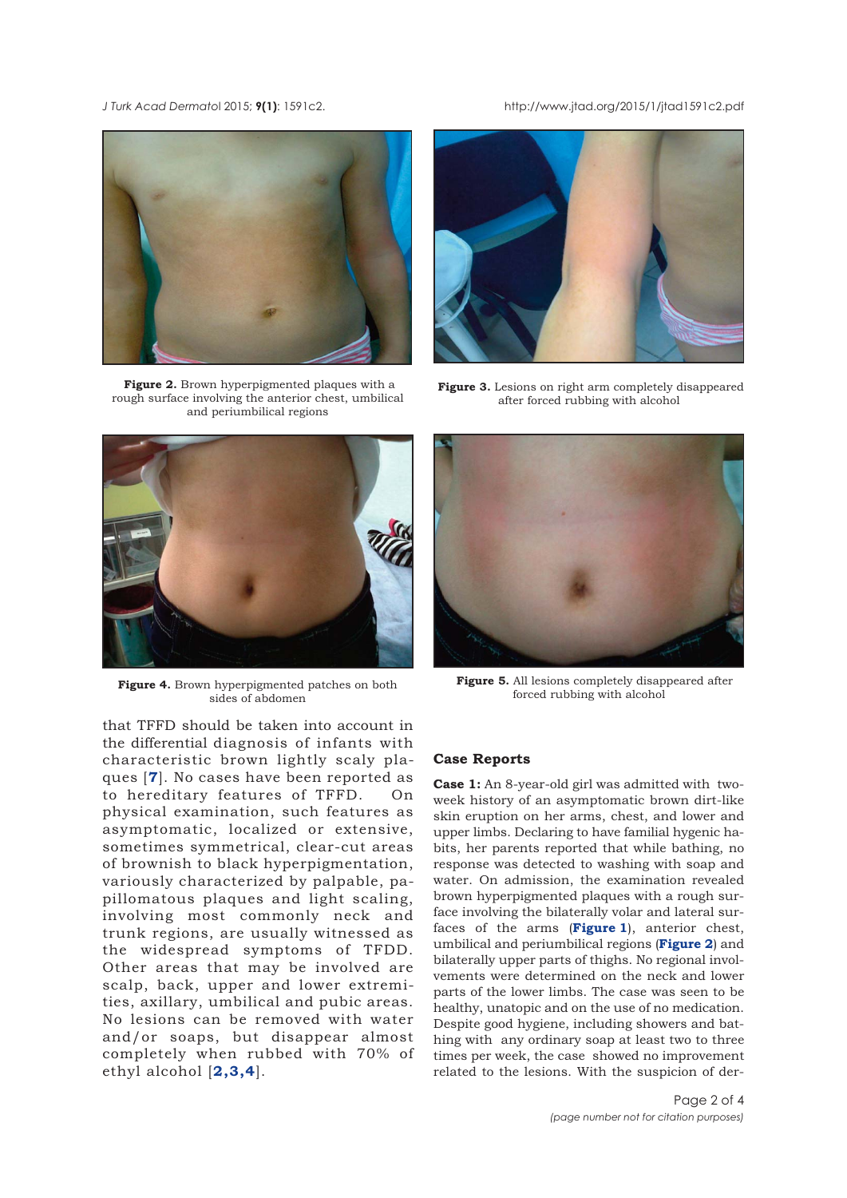**Figure 2.** Brown hyperpigmented plaques with a rough surface involving the anterior chest, umbilical and periumbilical regions

**Figure 3.** Lesions on right arm completely disappeared after forced rubbing with alcohol

**Figure 4.** Brown hyperpigmented patches on both sides of abdomen

**Figure 5.** All lesions completely disappeared after forced rubbing with alcohol

that TFFD should be taken into account in the differential diagnosis of infants with characteristic brown lightly scaly plaques [7]. No cases have been reported as to hereditary features of TFFD. On physical examination, such features as asymptomatic, localized or extensive, sometimes symmetrical, clear-cut areas of brownish to black hyperpigmentation, variously characterized by palpable, papillomatous plaques and light scaling, involving most commonly neck and trunk regions, are usually witnessed as the widespread symptoms of TFDD. Other areas that may be involved are scalp, back, upper and lower extremities, axillary, umbilical and pubic areas. No lesions can be removed with water and/or soaps, but disappear almost completely when rubbed with 70% of ethyl alcohol [2,3,4].

## Case Reports

**Case 1:** An 8-year-old girl was admitted with two-week history of an asymptomatic brown dirt-like skin eruption on her arms, chest, and lower and upper limbs. Declaring to have familial hygenic habits, her parents reported that while bathing, no response was detected to washing with soap and water. On admission, the examination revealed brown hyperpigmented plaques with a rough surface involving the bilaterally volar and lateral surfaces of the arms (**Figure 1**), anterior chest, umbilical and periumbilical regions (**Figure 2**) and bilaterally upper parts of thighs. No regional involvements were determined on the neck and lower parts of the lower limbs. The case was seen to be healthy, unatopic and on the use of no medication. Despite good hygiene, including showers and bathing with any ordinary soap at least two to three times per week, the case showed no improvement related to the lesions. With the suspicion of der-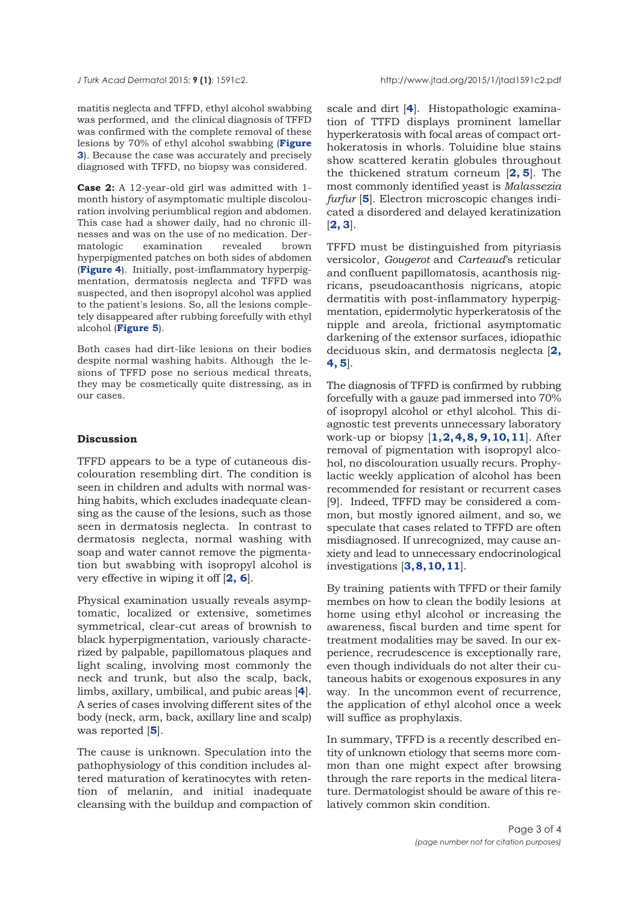matitis neglecta and TFFD, ethyl alcohol swabbing was performed, and the clinical diagnosis of TFFD was confirmed with the complete removal of these lesions by 70% of ethyl alcohol swabbing (**Figure 3**). Because the case was accurately and precisely diagnosed with TFFD, no biopsy was considered.

**Case 2:** A 12-year-old girl was admitted with 1-month history of asymptomatic multiple discolouration involving periumblical region and abdomen. This case had a shower daily, had no chronic illnesses and was on the use of no medication. Dermatologic examination revealed brown hyperpigmented patches on both sides of abdomen (**Figure 4**). Initially, post-imflammatory hyperpigmentation, dermatosis neglecta and TFFD was suspected, and then isopropyl alcohol was applied to the patient's lesions. So, all the lesions completely disappeared after rubbing forcefully with ethyl alcohol (**Figure 5**).

Both cases had dirt-like lesions on their bodies despite normal washing habits. Although the lesions of TFFD pose no serious medical threats, they may be cosmetically quite distressing, as in our cases.

## Discussion

TFFD appears to be a type of cutaneous discolouration resembling dirt. The condition is seen in children and adults with normal washing habits, which excludes inadequate cleansing as the cause of the lesions, such as those seen in dermatosis neglecta. In contrast to dermatosis neglecta, normal washing with soap and water cannot remove the pigmentation but swabbing with isopropyl alcohol is very effective in wiping it off [**2, 6**].

Physical examination usually reveals asymptomatic, localized or extensive, sometimes symmetrical, clear-cut areas of brownish to black hyperpigmentation, variously characterized by palpable, papillomatous plaques and light scaling, involving most commonly the neck and trunk, but also the scalp, back, limbs, axillary, umbilical, and pubic areas [**4**]. A series of cases involving different sites of the body (neck, arm, back, axillary line and scalp) was reported [**5**].

The cause is unknown. Speculation into the pathophysiology of this condition includes altered maturation of keratinocytes with retention of melanin, and initial inadequate cleansing with the buildup and compaction of scale and dirt [**4**]. Histopathologic examination of TTFD displays prominent lamellar hyperkeratosis with focal areas of compact orthokeratosis in whorls. Toluidine blue stains show scattered keratin globules throughout the thickened stratum corneum [**2, 5**]. The most commonly identified yeast is *Malassezia furfur* [**5**]. Electron microscopic changes indicated a disordered and delayed keratinization [**2, 3**].

TFFD must be distinguished from pityriasis versicolor, *Gougerot* and *Carteaud*'s reticular and confluent papillomatosis, acanthosis nigricans, pseudoacanthosis nigricans, atopic dermatitis with post-inflammatory hyperpigmentation, epidermolytic hyperkeratosis of the nipple and areola, frictional asymptomatic darkening of the extensor surfaces, idiopathic deciduous skin, and dermatosis neglecta [**2, 4, 5**].

The diagnosis of TFFD is confirmed by rubbing forcefully with a gauze pad immersed into 70% of isopropyl alcohol or ethyl alcohol. This diagnostic test prevents unnecessary laboratory work-up or biopsy [**1, 2, 4, 8, 9, 10, 11**]. After removal of pigmentation with isopropyl alcohol, no discolouration usually recurs. Prophylactic weekly application of alcohol has been recommended for resistant or recurrent cases [9]. Indeed, TFFD may be considered a common, but mostly ignored ailment, and so, we speculate that cases related to TFFD are often misdiagnosed. If unrecognized, may cause anxiety and lead to unnecessary endocrinological investigations [**3, 8, 10, 11**].

By training patients with TFFD or their family membes on how to clean the bodily lesions at home using ethyl alcohol or increasing the awareness, fiscal burden and time spent for treatment modalities may be saved. In our experience, recrudescence is exceptionally rare, even though individuals do not alter their cutaneous habits or exogenous exposures in any way. In the uncommon event of recurrence, the application of ethyl alcohol once a week will suffice as prophylaxis.

In summary, TFFD is a recently described entity of unknown etiology that seems more common than one might expect after browsing through the rare reports in the medical literature. Dermatologist should be aware of this relatively common skin condition.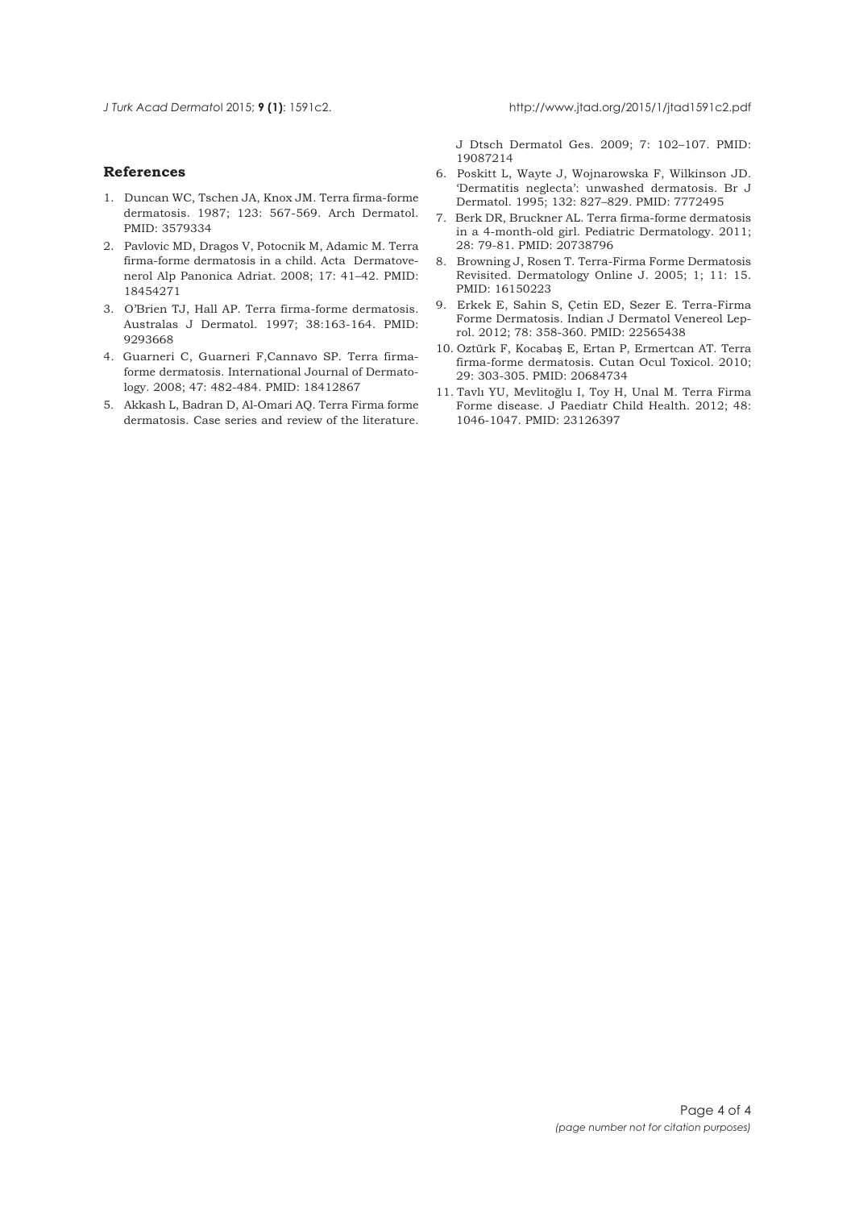## References

1. Duncan WC, Tschen JA, Knox JM. Terra firma-forme dermatosis. 1987; 123: 567-569. Arch Dermatol. PMID: 3579334
2. Pavlovic MD, Dragos V, Potocnik M, Adamic M. Terra firma-forme dermatosis in a child. Acta Dermatovenerol Alp Panonica Adriat. 2008; 17: 41–42. PMID: 18454271
3. O'Brien TJ, Hall AP. Terra firma-forme dermatosis. Australas J Dermatol. 1997; 38:163-164. PMID: 9293668
4. Guarneri C, Guarneri F,Cannavo SP. Terra firma-forme dermatosis. International Journal of Dermatology. 2008; 47: 482-484. PMID: 18412867
5. Akkash L, Badran D, Al-Omari AQ. Terra Firma forme dermatosis. Case series and review of the literature. J Dtsch Dermatol Ges. 2009; 7: 102–107. PMID: 19087214
6. Poskitt L, Wayte J, Wojnarowska F, Wilkinson JD. 'Dermatitis neglecta': unwashed dermatosis. Br J Dermatol. 1995; 132: 827–829. PMID: 7772495
7. Berk DR, Bruckner AL. Terra firma-forme dermatosis in a 4-month-old girl. Pediatric Dermatology. 2011; 28: 79-81. PMID: 20738796
8. Browning J, Rosen T. Terra-Firma Forme Dermatosis Revisited. Dermatology Online J. 2005; 1; 11: 15. PMID: 16150223
9. Erkek E, Sahin S, Çetin ED, Sezer E. Terra-Firma Forme Dermatosis. Indian J Dermatol Venereol Leprol. 2012; 78: 358-360. PMID: 22565438
10. Oztürk F, Kocabaş E, Ertan P, Ermertcan AT. Terra firma-forme dermatosis. Cutan Ocul Toxicol. 2010; 29: 303-305. PMID: 20684734
11. Tavlı YU, Mevlitoğlu I, Toy H, Unal M. Terra Firma Forme disease. J Paediatr Child Health. 2012; 48: 1046-1047. PMID: 23126397